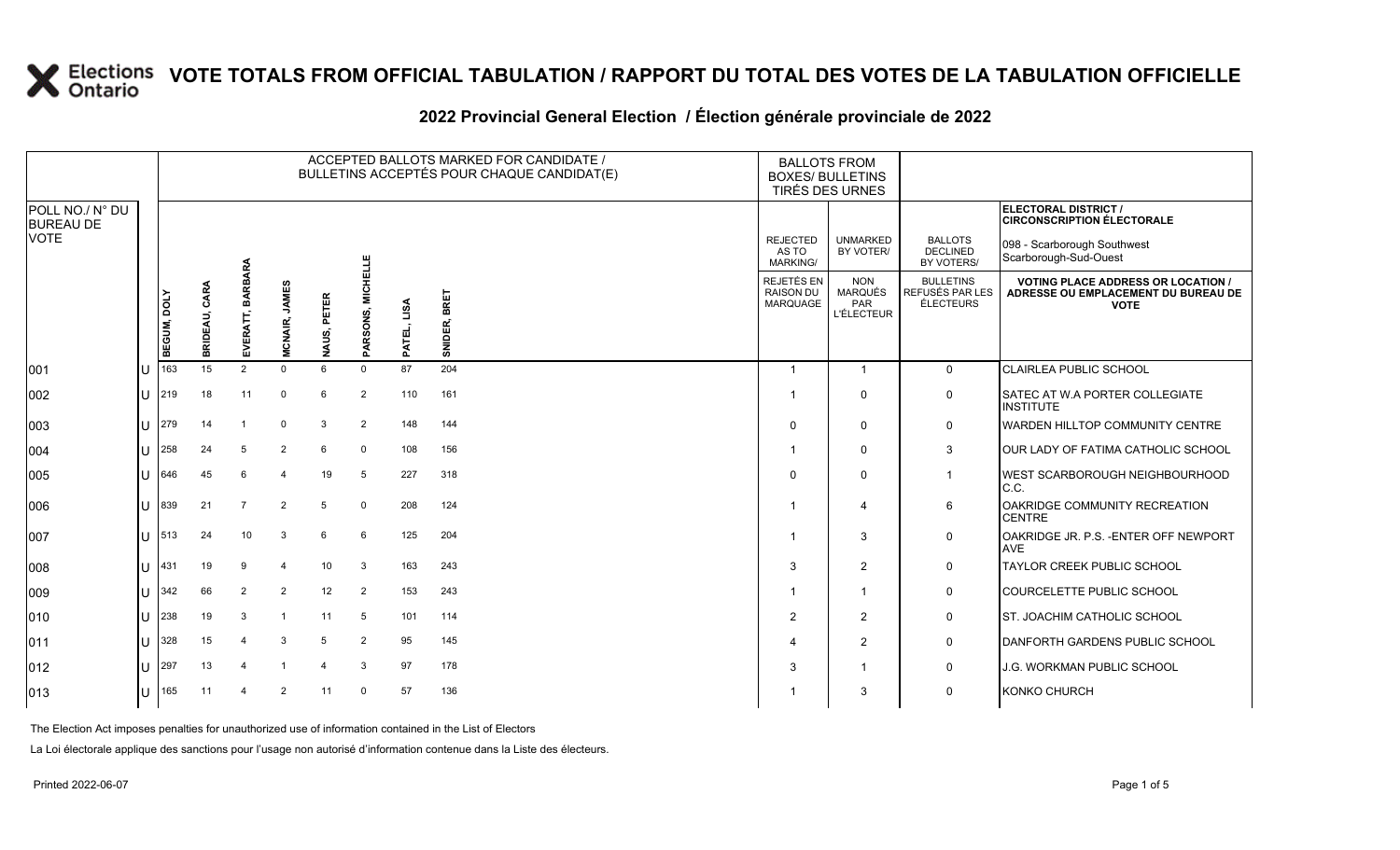# VOTE TOTALS FROM OFFICIAL TABULATION / RAPPORT DU TOTAL DES VOTES DE LA TABULATION OFFICIELLE

## 2022 Provincial General Election / Élection générale provinciale de 2022

ELECTORAL DISTRICT / CIRCONSCRIPTION ÉLECTORALE: 098 - Scarborough Southwest / Scarborough-Sud-Ouest

| POLL NO./ N° DU BUREAU DE VOTE | | ACCEPTED BALLOTS MARKED FOR CANDIDATE / BULLETINS ACCEPTÉS POUR CHAQUE CANDIDAT(E) | | | | | | | | BALLOTS FROM BOXES/ BULLETINS TIRÉS DES URNES | | | |
|---|---|---|---|---|---|---|---|---|---|---|---|---|---|
| | | BEGUM, DOLY | BRIDEAU, CARA | EVERATT, BARBARA | MCNAIR, JAMES | NAUS, PETER | PARSONS, MICHELLE | PATEL, LISA | SNIDER, BRET | REJECTED AS TO MARKING/ REJETÉS EN RAISON DU MARQUAGE | UNMARKED BY VOTER/ NON MARQUÉS PAR L'ÉLECTEUR | BALLOTS DECLINED BY VOTERS/ BULLETINS REFUSÉS PAR LES ÉLECTEURS | VOTING PLACE ADDRESS OR LOCATION / ADRESSE OU EMPLACEMENT DU BUREAU DE VOTE |
| 001 | U | 163 | 15 | 2 | 0 | 6 | 0 | 87 | 204 | 1 | 1 | 0 | CLAIRLEA PUBLIC SCHOOL |
| 002 | U | 219 | 18 | 11 | 0 | 6 | 2 | 110 | 161 | 1 | 0 | 0 | SATEC AT W.A PORTER COLLEGIATE INSTITUTE |
| 003 | U | 279 | 14 | 1 | 0 | 3 | 2 | 148 | 144 | 0 | 0 | 0 | WARDEN HILLTOP COMMUNITY CENTRE |
| 004 | U | 258 | 24 | 5 | 2 | 6 | 0 | 108 | 156 | 1 | 0 | 3 | OUR LADY OF FATIMA CATHOLIC SCHOOL |
| 005 | U | 646 | 45 | 6 | 4 | 19 | 5 | 227 | 318 | 0 | 0 | 1 | WEST SCARBOROUGH NEIGHBOURHOOD C.C. |
| 006 | U | 839 | 21 | 7 | 2 | 5 | 0 | 208 | 124 | 1 | 4 | 6 | OAKRIDGE COMMUNITY RECREATION CENTRE |
| 007 | U | 513 | 24 | 10 | 3 | 6 | 6 | 125 | 204 | 1 | 3 | 0 | OAKRIDGE JR. P.S. -ENTER OFF NEWPORT AVE |
| 008 | U | 431 | 19 | 9 | 4 | 10 | 3 | 163 | 243 | 3 | 2 | 0 | TAYLOR CREEK PUBLIC SCHOOL |
| 009 | U | 342 | 66 | 2 | 2 | 12 | 2 | 153 | 243 | 1 | 1 | 0 | COURCELETTE PUBLIC SCHOOL |
| 010 | U | 238 | 19 | 3 | 1 | 11 | 5 | 101 | 114 | 2 | 2 | 0 | ST. JOACHIM CATHOLIC SCHOOL |
| 011 | U | 328 | 15 | 4 | 3 | 5 | 2 | 95 | 145 | 4 | 2 | 0 | DANFORTH GARDENS PUBLIC SCHOOL |
| 012 | U | 297 | 13 | 4 | 1 | 4 | 3 | 97 | 178 | 3 | 1 | 0 | J.G. WORKMAN PUBLIC SCHOOL |
| 013 | U | 165 | 11 | 4 | 2 | 11 | 0 | 57 | 136 | 1 | 3 | 0 | KONKO CHURCH |

The Election Act imposes penalties for unauthorized use of information contained in the List of Electors

La Loi électorale applique des sanctions pour l'usage non autorisé d'information contenue dans la Liste des électeurs.

Printed 2022-06-07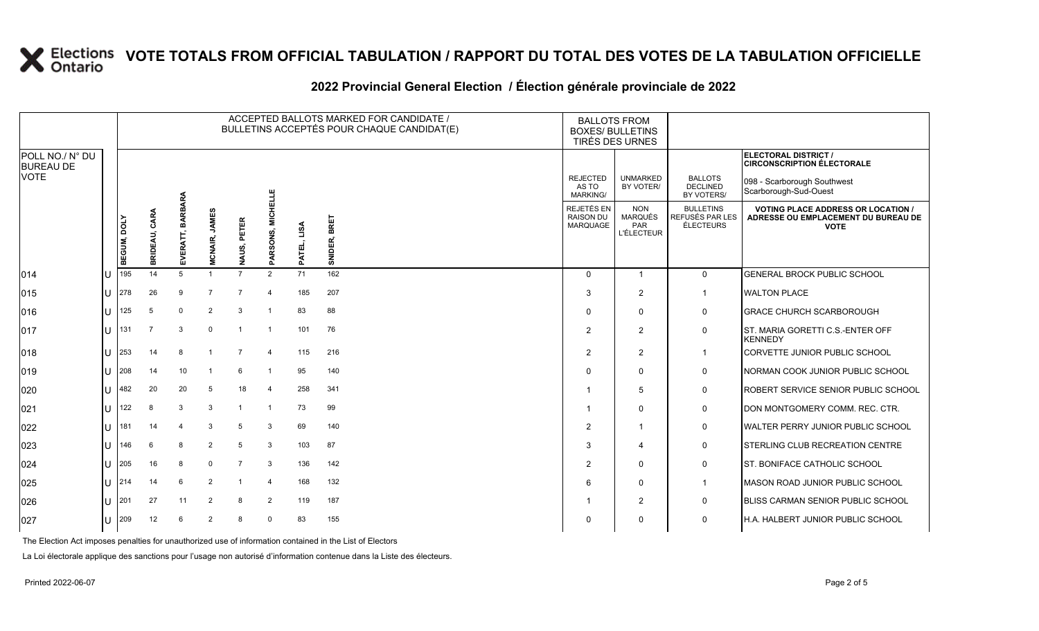# VOTE TOTALS FROM OFFICIAL TABULATION / RAPPORT DU TOTAL DES VOTES DE LA TABULATION OFFICIELLE

## 2022 Provincial General Election / Élection générale provinciale de 2022

**ELECTORAL DISTRICT / CIRCONSCRIPTION ÉLECTORALE:** 098 - Scarborough Southwest / Scarborough-Sud-Ouest

| POLL NO./ N° DU BUREAU DE VOTE | | BEGUM, DOLY | BRIDEAU, CARA | EVERATT, BARBARA | MCNAIR, JAMES | NAUS, PETER | PARSONS, MICHELLE | PATEL, LISA | SNIDER, BRET | REJECTED AS TO MARKING/ REJETÉS EN RAISON DU MARQUAGE | UNMARKED BY VOTER/ NON MARQUÉS PAR L'ÉLECTEUR | BALLOTS DECLINED BY VOTERS/ BULLETINS REFUSÉS PAR LES ÉLECTEURS | VOTING PLACE ADDRESS OR LOCATION / ADRESSE OU EMPLACEMENT DU BUREAU DE VOTE |
|---|---|---|---|---|---|---|---|---|---|---|---|---|---|
| 014 | U | 195 | 14 | 5 | 1 | 7 | 2 | 71 | 162 | 0 | 1 | 0 | GENERAL BROCK PUBLIC SCHOOL |
| 015 | U | 278 | 26 | 9 | 7 | 7 | 4 | 185 | 207 | 3 | 2 | 1 | WALTON PLACE |
| 016 | U | 125 | 5 | 0 | 2 | 3 | 1 | 83 | 88 | 0 | 0 | 0 | GRACE CHURCH SCARBOROUGH |
| 017 | U | 131 | 7 | 3 | 0 | 1 | 1 | 101 | 76 | 2 | 2 | 0 | ST. MARIA GORETTI C.S.-ENTER OFF KENNEDY |
| 018 | U | 253 | 14 | 8 | 1 | 7 | 4 | 115 | 216 | 2 | 2 | 1 | CORVETTE JUNIOR PUBLIC SCHOOL |
| 019 | U | 208 | 14 | 10 | 1 | 6 | 1 | 95 | 140 | 0 | 0 | 0 | NORMAN COOK JUNIOR PUBLIC SCHOOL |
| 020 | U | 482 | 20 | 20 | 5 | 18 | 4 | 258 | 341 | 1 | 5 | 0 | ROBERT SERVICE SENIOR PUBLIC SCHOOL |
| 021 | U | 122 | 8 | 3 | 3 | 1 | 1 | 73 | 99 | 1 | 0 | 0 | DON MONTGOMERY COMM. REC. CTR. |
| 022 | U | 181 | 14 | 4 | 3 | 5 | 3 | 69 | 140 | 2 | 1 | 0 | WALTER PERRY JUNIOR PUBLIC SCHOOL |
| 023 | U | 146 | 6 | 8 | 2 | 5 | 3 | 103 | 87 | 3 | 4 | 0 | STERLING CLUB RECREATION CENTRE |
| 024 | U | 205 | 16 | 8 | 0 | 7 | 3 | 136 | 142 | 2 | 0 | 0 | ST. BONIFACE CATHOLIC SCHOOL |
| 025 | U | 214 | 14 | 6 | 2 | 1 | 4 | 168 | 132 | 6 | 0 | 1 | MASON ROAD JUNIOR PUBLIC SCHOOL |
| 026 | U | 201 | 27 | 11 | 2 | 8 | 2 | 119 | 187 | 1 | 2 | 0 | BLISS CARMAN SENIOR PUBLIC SCHOOL |
| 027 | U | 209 | 12 | 6 | 2 | 8 | 0 | 83 | 155 | 0 | 0 | 0 | H.A. HALBERT JUNIOR PUBLIC SCHOOL |

The Election Act imposes penalties for unauthorized use of information contained in the List of Electors

La Loi électorale applique des sanctions pour l'usage non autorisé d'information contenue dans la Liste des électeurs.

Printed 2022-06-07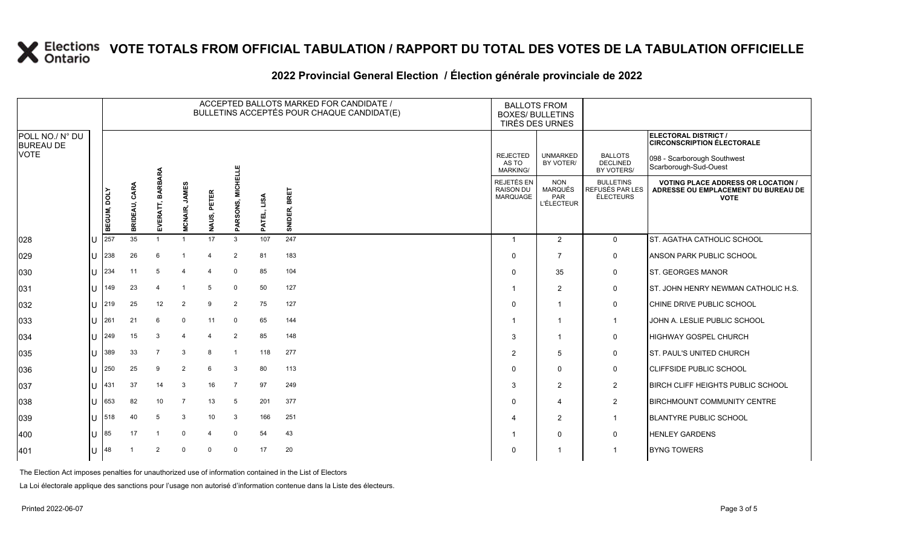# VOTE TOTALS FROM OFFICIAL TABULATION / RAPPORT DU TOTAL DES VOTES DE LA TABULATION OFFICIELLE

## 2022 Provincial General Election / Élection générale provinciale de 2022

**ELECTORAL DISTRICT / CIRCONSCRIPTION ÉLECTORALE:** 098 - Scarborough Southwest / Scarborough-Sud-Ouest

| POLL NO./ N° DU BUREAU DE VOTE | | ACCEPTED BALLOTS MARKED FOR CANDIDATE / BULLETINS ACCEPTÉS POUR CHAQUE CANDIDAT(E) | | | | | | | | BALLOTS FROM BOXES/ BULLETINS TIRÉS DES URNES | | | |
|---|---|---|---|---|---|---|---|---|---|---|---|---|---|
| | | BEGUM, DOLY | BRIDEAU, CARA | EVERATT, BARBARA | MCNAIR, JAMES | NAUS, PETER | PARSONS, MICHELLE | PATEL, LISA | SNIDER, BRET | REJECTED AS TO MARKING/ REJETÉS EN RAISON DU MARQUAGE | UNMARKED BY VOTER/ NON MARQUÉS PAR L'ÉLECTEUR | BALLOTS DECLINED BY VOTERS/ BULLETINS REFUSÉS PAR LES ÉLECTEURS | VOTING PLACE ADDRESS OR LOCATION / ADRESSE OU EMPLACEMENT DU BUREAU DE VOTE |
| 028 | U | 257 | 35 | 1 | 1 | 17 | 3 | 107 | 247 | 1 | 2 | 0 | ST. AGATHA CATHOLIC SCHOOL |
| 029 | U | 238 | 26 | 6 | 1 | 4 | 2 | 81 | 183 | 0 | 7 | 0 | ANSON PARK PUBLIC SCHOOL |
| 030 | U | 234 | 11 | 5 | 4 | 4 | 0 | 85 | 104 | 0 | 35 | 0 | ST. GEORGES MANOR |
| 031 | U | 149 | 23 | 4 | 1 | 5 | 0 | 50 | 127 | 1 | 2 | 0 | ST. JOHN HENRY NEWMAN CATHOLIC H.S. |
| 032 | U | 219 | 25 | 12 | 2 | 9 | 2 | 75 | 127 | 0 | 1 | 0 | CHINE DRIVE PUBLIC SCHOOL |
| 033 | U | 261 | 21 | 6 | 0 | 11 | 0 | 65 | 144 | 1 | 1 | 1 | JOHN A. LESLIE PUBLIC SCHOOL |
| 034 | U | 249 | 15 | 3 | 4 | 4 | 2 | 85 | 148 | 3 | 1 | 0 | HIGHWAY GOSPEL CHURCH |
| 035 | U | 389 | 33 | 7 | 3 | 8 | 1 | 118 | 277 | 2 | 5 | 0 | ST. PAUL'S UNITED CHURCH |
| 036 | U | 250 | 25 | 9 | 2 | 6 | 3 | 80 | 113 | 0 | 0 | 0 | CLIFFSIDE PUBLIC SCHOOL |
| 037 | U | 431 | 37 | 14 | 3 | 16 | 7 | 97 | 249 | 3 | 2 | 2 | BIRCH CLIFF HEIGHTS PUBLIC SCHOOL |
| 038 | U | 653 | 82 | 10 | 7 | 13 | 5 | 201 | 377 | 0 | 4 | 2 | BIRCHMOUNT COMMUNITY CENTRE |
| 039 | U | 518 | 40 | 5 | 3 | 10 | 3 | 166 | 251 | 4 | 2 | 1 | BLANTYRE PUBLIC SCHOOL |
| 400 | U | 85 | 17 | 1 | 0 | 4 | 0 | 54 | 43 | 1 | 0 | 0 | HENLEY GARDENS |
| 401 | U | 48 | 1 | 2 | 0 | 0 | 0 | 17 | 20 | 0 | 1 | 1 | BYNG TOWERS |

The Election Act imposes penalties for unauthorized use of information contained in the List of Electors

La Loi électorale applique des sanctions pour l'usage non autorisé d'information contenue dans la Liste des électeurs.

Printed 2022-06-07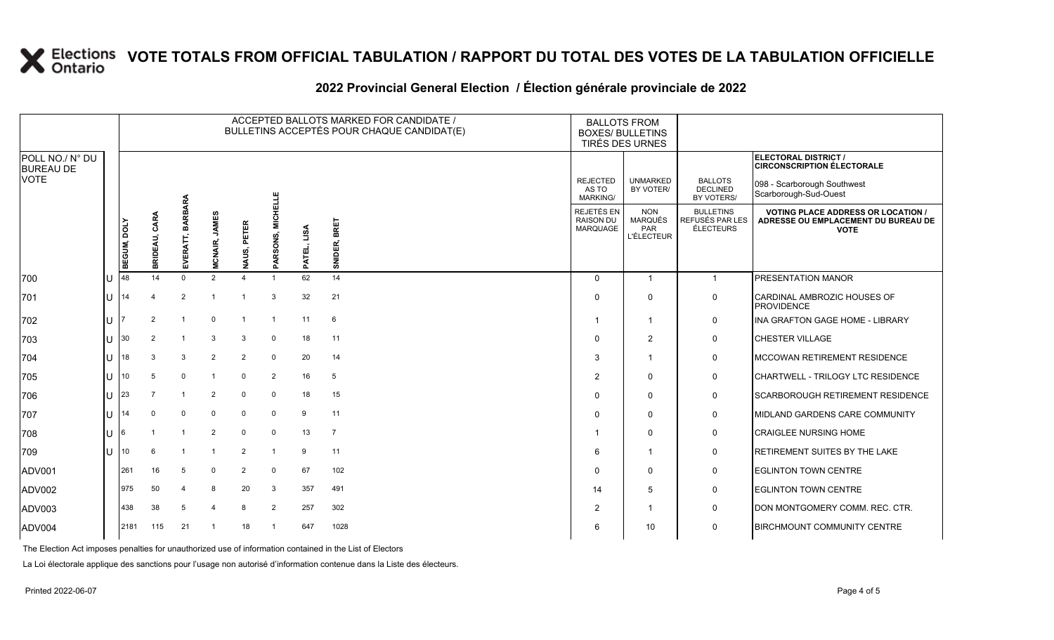# VOTE TOTALS FROM OFFICIAL TABULATION / RAPPORT DU TOTAL DES VOTES DE LA TABULATION OFFICIELLE

## 2022 Provincial General Election / Élection générale provinciale de 2022

ELECTORAL DISTRICT / CIRCONSCRIPTION ÉLECTORALE: 098 - Scarborough Southwest / Scarborough-Sud-Ouest

| POLL NO./ N° DU BUREAU DE VOTE | | ACCEPTED BALLOTS MARKED FOR CANDIDATE / BULLETINS ACCEPTÉS POUR CHAQUE CANDIDAT(E) | | | | | | | | BALLOTS FROM BOXES/ BULLETINS TIRÉS DES URNES | | | |
|---|---|---|---|---|---|---|---|---|---|---|---|---|---|
| | | BEGUM, DOLY | BRIDEAU, CARA | EVERATT, BARBARA | MCNAIR, JAMES | NAUS, PETER | PARSONS, MICHELLE | PATEL, LISA | SNIDER, BRET | REJECTED AS TO MARKING/ REJETÉS EN RAISON DU MARQUAGE | UNMARKED BY VOTER/ NON MARQUÉS PAR L'ÉLECTEUR | BALLOTS DECLINED BY VOTERS/ BULLETINS REFUSÉS PAR LES ÉLECTEURS | VOTING PLACE ADDRESS OR LOCATION / ADRESSE OU EMPLACEMENT DU BUREAU DE VOTE |
| 700 | U | 48 | 14 | 0 | 2 | 4 | 1 | 62 | 14 | 0 | 1 | 1 | PRESENTATION MANOR |
| 701 | U | 14 | 4 | 2 | 1 | 1 | 3 | 32 | 21 | 0 | 0 | 0 | CARDINAL AMBROZIC HOUSES OF PROVIDENCE |
| 702 | U | 7 | 2 | 1 | 0 | 1 | 1 | 11 | 6 | 1 | 1 | 0 | INA GRAFTON GAGE HOME - LIBRARY |
| 703 | U | 30 | 2 | 1 | 3 | 3 | 0 | 18 | 11 | 0 | 2 | 0 | CHESTER VILLAGE |
| 704 | U | 18 | 3 | 3 | 2 | 2 | 0 | 20 | 14 | 3 | 1 | 0 | MCCOWAN RETIREMENT RESIDENCE |
| 705 | U | 10 | 5 | 0 | 1 | 0 | 2 | 16 | 5 | 2 | 0 | 0 | CHARTWELL - TRILOGY LTC RESIDENCE |
| 706 | U | 23 | 7 | 1 | 2 | 0 | 0 | 18 | 15 | 0 | 0 | 0 | SCARBOROUGH RETIREMENT RESIDENCE |
| 707 | U | 14 | 0 | 0 | 0 | 0 | 0 | 9 | 11 | 0 | 0 | 0 | MIDLAND GARDENS CARE COMMUNITY |
| 708 | U | 6 | 1 | 1 | 2 | 0 | 0 | 13 | 7 | 1 | 0 | 0 | CRAIGLEE NURSING HOME |
| 709 | U | 10 | 6 | 1 | 1 | 2 | 1 | 9 | 11 | 6 | 1 | 0 | RETIREMENT SUITES BY THE LAKE |
| ADV001 | | 261 | 16 | 5 | 0 | 2 | 0 | 67 | 102 | 0 | 0 | 0 | EGLINTON TOWN CENTRE |
| ADV002 | | 975 | 50 | 4 | 8 | 20 | 3 | 357 | 491 | 14 | 5 | 0 | EGLINTON TOWN CENTRE |
| ADV003 | | 438 | 38 | 5 | 4 | 8 | 2 | 257 | 302 | 2 | 1 | 0 | DON MONTGOMERY COMM. REC. CTR. |
| ADV004 | | 2181 | 115 | 21 | 1 | 18 | 1 | 647 | 1028 | 6 | 10 | 0 | BIRCHMOUNT COMMUNITY CENTRE |

The Election Act imposes penalties for unauthorized use of information contained in the List of Electors

La Loi électorale applique des sanctions pour l'usage non autorisé d'information contenue dans la Liste des électeurs.

Printed 2022-06-07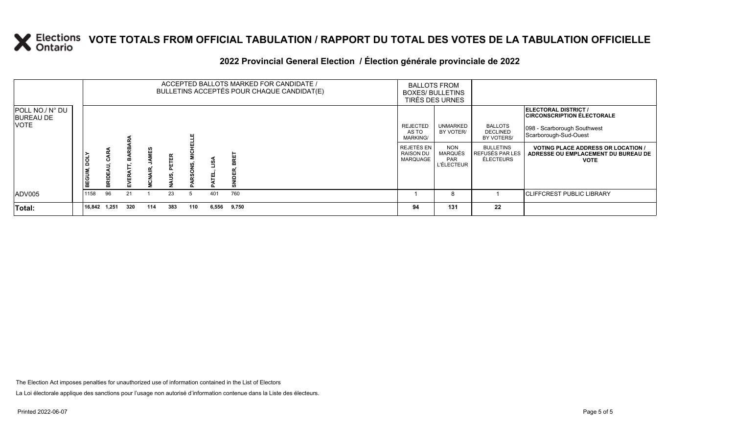# VOTE TOTALS FROM OFFICIAL TABULATION / RAPPORT DU TOTAL DES VOTES DE LA TABULATION OFFICIELLE

## 2022 Provincial General Election / Élection générale provinciale de 2022

| POLL NO./ N° DU BUREAU DE VOTE | ACCEPTED BALLOTS MARKED FOR CANDIDATE / BULLETINS ACCEPTÉS POUR CHAQUE CANDIDAT(E) | | | | | | | | BALLOTS FROM BOXES/ BULLETINS TIRÉS DES URNES | | | ELECTORAL DISTRICT / CIRCONSCRIPTION ÉLECTORALE 098 - Scarborough Southwest Scarborough-Sud-Ouest |
|---|---|---|---|---|---|---|---|---|---|---|---|---|
| | BEGUM, DOLY | BRIDEAU, CARA | EVERATT, BARBARA | MCNAIR, JAMES | NAUS, PETER | PARSONS, MICHELLE | PATEL, LISA | SNIDER, BRET | REJECTED AS TO MARKING/ REJETÉS EN RAISON DU MARQUAGE | UNMARKED BY VOTER/ NON MARQUÉS PAR L'ÉLECTEUR | BALLOTS DECLINED BY VOTERS/ BULLETINS REFUSÉS PAR LES ÉLECTEURS | VOTING PLACE ADDRESS OR LOCATION / ADRESSE OU EMPLACEMENT DU BUREAU DE VOTE |
| ADV005 | 1158 | 96 | 21 | 1 | 23 | 5 | 401 | 760 | 1 | 8 | 1 | CLIFFCREST PUBLIC LIBRARY |
| **Total:** | **16,842** | **1,251** | **320** | **114** | **383** | **110** | **6,556** | **9,750** | **94** | **131** | **22** | |

The Election Act imposes penalties for unauthorized use of information contained in the List of Electors

La Loi électorale applique des sanctions pour l'usage non autorisé d'information contenue dans la Liste des électeurs.

Printed 2022-06-07